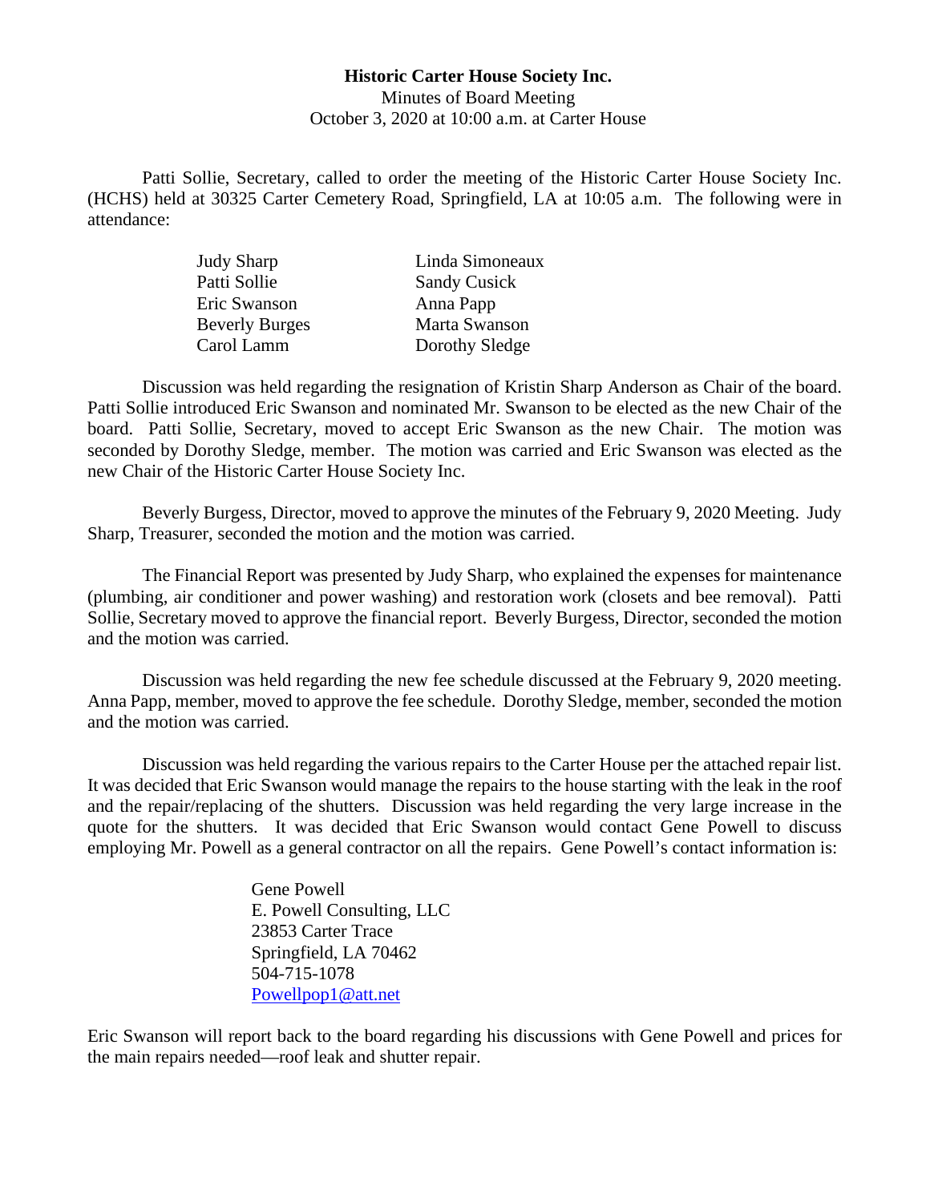**Historic Carter House Society Inc.**

Minutes of Board Meeting

October 3, 2020 at 10:00 a.m. at Carter House

Patti Sollie, Secretary, called to order the meeting of the Historic Carter House Society Inc. (HCHS) held at 30325 Carter Cemetery Road, Springfield, LA at 10:05 a.m. The following were in attendance:

| | |
|---|---|
| Judy Sharp | Linda Simoneaux |
| Patti Sollie | Sandy Cusick |
| Eric Swanson | Anna Papp |
| Beverly Burges | Marta Swanson |
| Carol Lamm | Dorothy Sledge |

Discussion was held regarding the resignation of Kristin Sharp Anderson as Chair of the board. Patti Sollie introduced Eric Swanson and nominated Mr. Swanson to be elected as the new Chair of the board. Patti Sollie, Secretary, moved to accept Eric Swanson as the new Chair. The motion was seconded by Dorothy Sledge, member. The motion was carried and Eric Swanson was elected as the new Chair of the Historic Carter House Society Inc.

Beverly Burgess, Director, moved to approve the minutes of the February 9, 2020 Meeting. Judy Sharp, Treasurer, seconded the motion and the motion was carried.

The Financial Report was presented by Judy Sharp, who explained the expenses for maintenance (plumbing, air conditioner and power washing) and restoration work (closets and bee removal). Patti Sollie, Secretary moved to approve the financial report. Beverly Burgess, Director, seconded the motion and the motion was carried.

Discussion was held regarding the new fee schedule discussed at the February 9, 2020 meeting. Anna Papp, member, moved to approve the fee schedule. Dorothy Sledge, member, seconded the motion and the motion was carried.

Discussion was held regarding the various repairs to the Carter House per the attached repair list. It was decided that Eric Swanson would manage the repairs to the house starting with the leak in the roof and the repair/replacing of the shutters. Discussion was held regarding the very large increase in the quote for the shutters. It was decided that Eric Swanson would contact Gene Powell to discuss employing Mr. Powell as a general contractor on all the repairs. Gene Powell's contact information is:

Gene Powell
E. Powell Consulting, LLC
23853 Carter Trace
Springfield, LA 70462
504-715-1078
Powellpop1@att.net

Eric Swanson will report back to the board regarding his discussions with Gene Powell and prices for the main repairs needed—roof leak and shutter repair.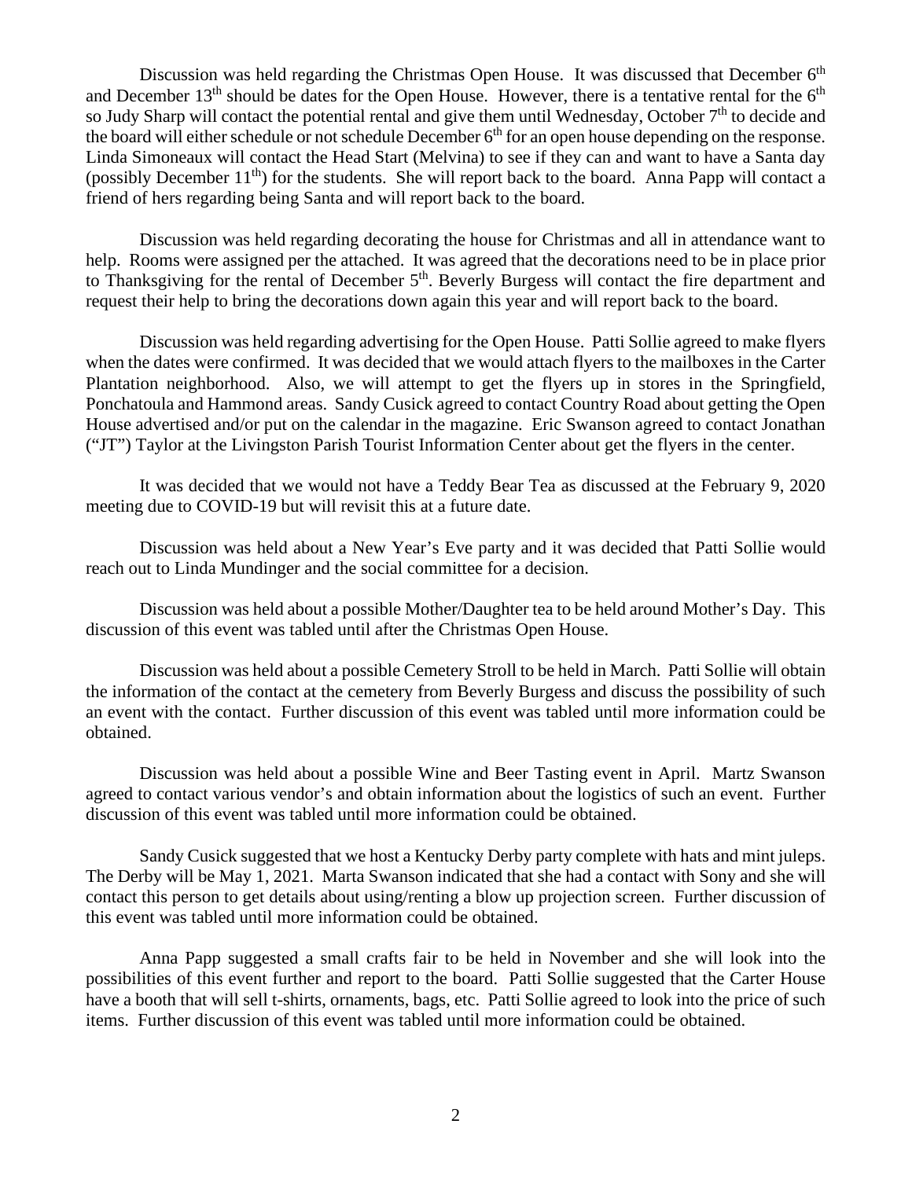Discussion was held regarding the Christmas Open House. It was discussed that December 6th and December 13th should be dates for the Open House. However, there is a tentative rental for the 6th so Judy Sharp will contact the potential rental and give them until Wednesday, October 7th to decide and the board will either schedule or not schedule December 6th for an open house depending on the response. Linda Simoneaux will contact the Head Start (Melvina) to see if they can and want to have a Santa day (possibly December 11th) for the students. She will report back to the board. Anna Papp will contact a friend of hers regarding being Santa and will report back to the board.

Discussion was held regarding decorating the house for Christmas and all in attendance want to help. Rooms were assigned per the attached. It was agreed that the decorations need to be in place prior to Thanksgiving for the rental of December 5th. Beverly Burgess will contact the fire department and request their help to bring the decorations down again this year and will report back to the board.

Discussion was held regarding advertising for the Open House. Patti Sollie agreed to make flyers when the dates were confirmed. It was decided that we would attach flyers to the mailboxes in the Carter Plantation neighborhood. Also, we will attempt to get the flyers up in stores in the Springfield, Ponchatoula and Hammond areas. Sandy Cusick agreed to contact Country Road about getting the Open House advertised and/or put on the calendar in the magazine. Eric Swanson agreed to contact Jonathan ("JT") Taylor at the Livingston Parish Tourist Information Center about get the flyers in the center.

It was decided that we would not have a Teddy Bear Tea as discussed at the February 9, 2020 meeting due to COVID-19 but will revisit this at a future date.

Discussion was held about a New Year's Eve party and it was decided that Patti Sollie would reach out to Linda Mundinger and the social committee for a decision.

Discussion was held about a possible Mother/Daughter tea to be held around Mother's Day. This discussion of this event was tabled until after the Christmas Open House.

Discussion was held about a possible Cemetery Stroll to be held in March. Patti Sollie will obtain the information of the contact at the cemetery from Beverly Burgess and discuss the possibility of such an event with the contact. Further discussion of this event was tabled until more information could be obtained.

Discussion was held about a possible Wine and Beer Tasting event in April. Martz Swanson agreed to contact various vendor's and obtain information about the logistics of such an event. Further discussion of this event was tabled until more information could be obtained.

Sandy Cusick suggested that we host a Kentucky Derby party complete with hats and mint juleps. The Derby will be May 1, 2021. Marta Swanson indicated that she had a contact with Sony and she will contact this person to get details about using/renting a blow up projection screen. Further discussion of this event was tabled until more information could be obtained.

Anna Papp suggested a small crafts fair to be held in November and she will look into the possibilities of this event further and report to the board. Patti Sollie suggested that the Carter House have a booth that will sell t-shirts, ornaments, bags, etc. Patti Sollie agreed to look into the price of such items. Further discussion of this event was tabled until more information could be obtained.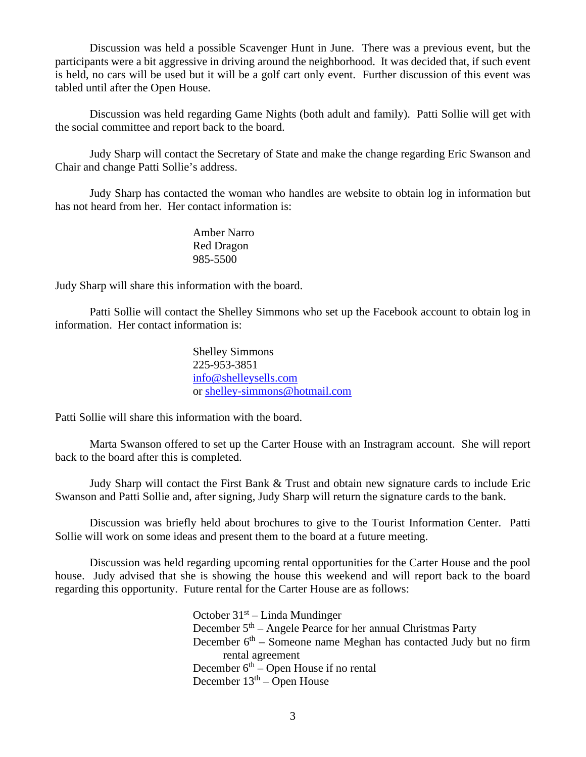Discussion was held a possible Scavenger Hunt in June. There was a previous event, but the participants were a bit aggressive in driving around the neighborhood. It was decided that, if such event is held, no cars will be used but it will be a golf cart only event. Further discussion of this event was tabled until after the Open House.

Discussion was held regarding Game Nights (both adult and family). Patti Sollie will get with the social committee and report back to the board.

Judy Sharp will contact the Secretary of State and make the change regarding Eric Swanson and Chair and change Patti Sollie's address.

Judy Sharp has contacted the woman who handles are website to obtain log in information but has not heard from her. Her contact information is:

> Amber Narro
> Red Dragon
> 985-5500

Judy Sharp will share this information with the board.

Patti Sollie will contact the Shelley Simmons who set up the Facebook account to obtain log in information. Her contact information is:

> Shelley Simmons
> 225-953-3851
> info@shelleysells.com
> or shelley-simmons@hotmail.com

Patti Sollie will share this information with the board.

Marta Swanson offered to set up the Carter House with an Instragram account. She will report back to the board after this is completed.

Judy Sharp will contact the First Bank & Trust and obtain new signature cards to include Eric Swanson and Patti Sollie and, after signing, Judy Sharp will return the signature cards to the bank.

Discussion was briefly held about brochures to give to the Tourist Information Center. Patti Sollie will work on some ideas and present them to the board at a future meeting.

Discussion was held regarding upcoming rental opportunities for the Carter House and the pool house. Judy advised that she is showing the house this weekend and will report back to the board regarding this opportunity. Future rental for the Carter House are as follows:

> October 31st – Linda Mundinger
> December 5th – Angele Pearce for her annual Christmas Party
> December 6th – Someone name Meghan has contacted Judy but no firm rental agreement
> December 6th – Open House if no rental
> December 13th – Open House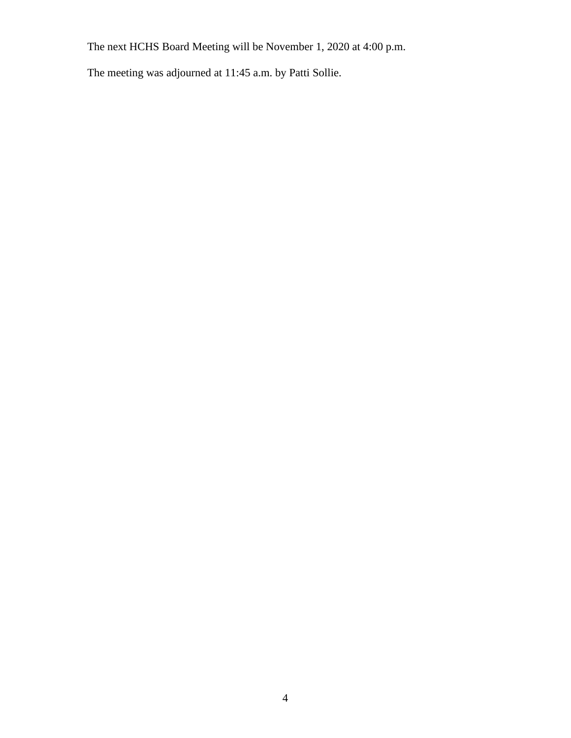The next HCHS Board Meeting will be November 1, 2020 at 4:00 p.m.

The meeting was adjourned at 11:45 a.m. by Patti Sollie.